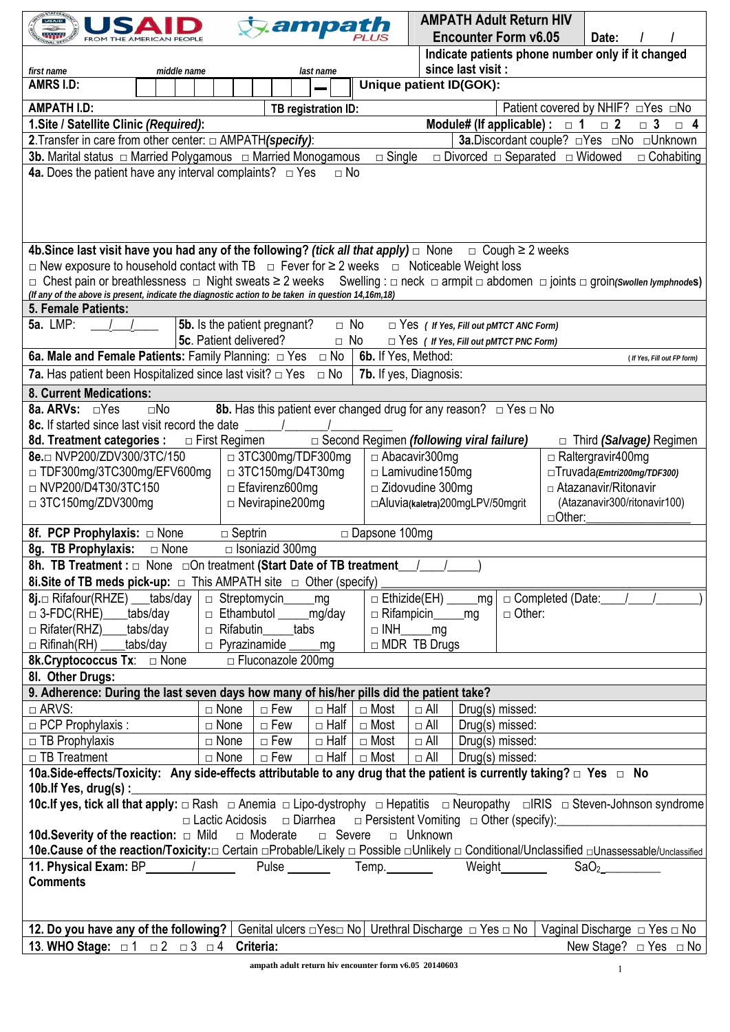USAID FROM THE AMERICAN PEOPLE | ampath PLUS

# AMPATH Adult Return HIV Encounter Form v6.05

**Date:** / /

**Indicate patients phone number only if it changed since last visit :**

first name middle name last name

**AMRS I.D:** | | | | | | | | | | | | – |

**Unique patient ID(GOK):**

**AMPATH I.D:** **TB registration ID:** Patient covered by NHIF? □Yes □No

**1.Site / Satellite Clinic *(Required)*:** **Module# (If applicable) :** □ 1 □ 2 □ 3 □ 4

**2.**Transfer in care from other center: □ AMPATH***(specify)***: **3a.**Discordant couple? □Yes □No □Unknown

**3b.** Marital status □ Married Polygamous □ Married Monogamous □ Single □ Divorced □ Separated □ Widowed □ Cohabiting

**4a.** Does the patient have any interval complaints? □ Yes □ No

**4b.Since last visit have you had any of the following? *(tick all that apply)*** □ None □ Cough ≥ 2 weeks □ New exposure to household contact with TB □ Fever for ≥ 2 weeks □ Noticeable Weight loss □ Chest pain or breathlessness □ Night sweats ≥ 2 weeks Swelling : □ neck □ armpit □ abdomen □ joints □ groin*(Swollen lymphnodes)*

*(If any of the above is present, indicate the diagnostic action to be taken in question 14,16m,18)*

**5. Female Patients:**

**5a.** LMP: \_\_\_/\_\_\_/\_\_\_\_\_ **5b.** Is the patient pregnant? □ No □ Yes *( If Yes, Fill out pMTCT ANC Form)*

**5c.** Patient delivered? □ No □ Yes *( If Yes, Fill out pMTCT PNC Form)*

**6a. Male and Female Patients:** Family Planning: □ Yes □ No **6b.** If Yes, Method: *( If Yes, Fill out FP form)*

**7a.** Has patient been Hospitalized since last visit? □ Yes □ No **7b.** If yes, Diagnosis:

**8. Current Medications:**

**8a. ARVs:** □Yes □No **8b.** Has this patient ever changed drug for any reason? □ Yes □ No

**8c.** If started since last visit record the date \_\_\_\_\_/\_\_\_\_\_\_/\_\_\_\_\_\_\_\_\_

**8d. Treatment categories :** □ First Regimen □ Second Regimen ***(following viral failure)*** □ Third ***(Salvage)*** Regimen

| **8e.**□ NVP200/ZDV300/3TC/150 | □ 3TC300mg/TDF300mg | □ Abacavir300mg | □ Raltergravir400mg |
|---|---|---|---|
| □ TDF300mg/3TC300mg/EFV600mg | □ 3TC150mg/D4T30mg | □ Lamivudine150mg | □Truvada*(Emtri200mg/TDF300)* |
| □ NVP200/D4T30/3TC150 | □ Efavirenz600mg | □ Zidovudine 300mg | □ Atazanavir/Ritonavir (Atazanavir300/ritonavir100) |
| □ 3TC150mg/ZDV300mg | □ Nevirapine200mg | □Aluvia*(kaletra)*200mgLPV/50mgrit | □Other:\_\_\_\_\_\_\_\_\_\_\_\_\_ |

**8f. PCP Prophylaxis:** □ None □ Septrin □ Dapsone 100mg

**8g. TB Prophylaxis:** □ None □ Isoniazid 300mg

**8h. TB Treatment :** □ None □On treatment **(Start Date of TB treatment**\_\_\_/\_\_\_\_/\_\_\_\_\_)

**8i.Site of TB meds pick-up:** □ This AMPATH site □ Other (specify)

| **8j.**□ Rifafour(RHZE) \_\_\_tabs/day | □ Streptomycin\_\_\_\_\_mg | □ Ethizide(EH) \_\_\_\_\_mg | □ Completed (Date:\_\_\_\_/\_\_\_\_/\_\_\_\_\_\_\_) |
|---|---|---|---|
| □ 3-FDC(RHE)\_\_\_\_tabs/day | □ Ethambutol \_\_\_\_\_mg/day | □ Rifampicin\_\_\_\_\_mg | □ Other: |
| □ Rifater(RHZ)\_\_\_\_tabs/day | □ Rifabutin\_\_\_\_\_tabs | □ INH\_\_\_\_\_mg | |
| □ Rifinah(RH) \_\_\_\_tabs/day | □ Pyrazinamide \_\_\_\_\_mg | □ MDR TB Drugs | |

**8k.Cryptococcus Tx:** □ None □ Fluconazole 200mg

**8l. Other Drugs:**

**9. Adherence: During the last seven days how many of his/her pills did the patient take?**

| | | | | | | |
|---|---|---|---|---|---|---|
| □ ARVS: | □ None | □ Few | □ Half | □ Most | □ All | Drug(s) missed: |
| □ PCP Prophylaxis : | □ None | □ Few | □ Half | □ Most | □ All | Drug(s) missed: |
| □ TB Prophylaxis | □ None | □ Few | □ Half | □ Most | □ All | Drug(s) missed: |
| □ TB Treatment | □ None | □ Few | □ Half | □ Most | □ All | Drug(s) missed: |

**10a.Side-effects/Toxicity: Any side-effects attributable to any drug that the patient is currently taking?** □ **Yes** □ **No**

**10b.If Yes, drug(s) :**

**10c.If yes, tick all that apply:** □ Rash □ Anemia □ Lipo-dystrophy □ Hepatitis □ Neuropathy □IRIS □ Steven-Johnson syndrome □ Lactic Acidosis □ Diarrhea □ Persistent Vomiting □ Other (specify):\_\_\_\_\_\_\_\_\_\_\_\_\_\_\_\_\_\_\_\_\_\_\_\_

**10d.Severity of the reaction:** □ Mild □ Moderate □ Severe □ Unknown

**10e.Cause of the reaction/Toxicity:**□ Certain □Probable/Likely □ Possible □Unlikely □ Conditional/Unclassified □Unassessable/Unclassified

**11. Physical Exam:** BP\_\_\_\_\_\_\_/\_\_\_\_\_\_\_ Pulse \_\_\_\_\_\_ Temp.\_\_\_\_\_\_\_ Weight\_\_\_\_\_\_\_ $SaO_2$\_\_\_\_\_\_\_\_\_

**Comments**

**12. Do you have any of the following?** Genital ulcers □Yes□ No Urethral Discharge □ Yes □ No Vaginal Discharge □ Yes □ No

**13. WHO Stage:** □ 1 □ 2 □ 3 □ 4 **Criteria:** New Stage? □ Yes □ No

ampath adult return hiv encounter form v6.05 20140603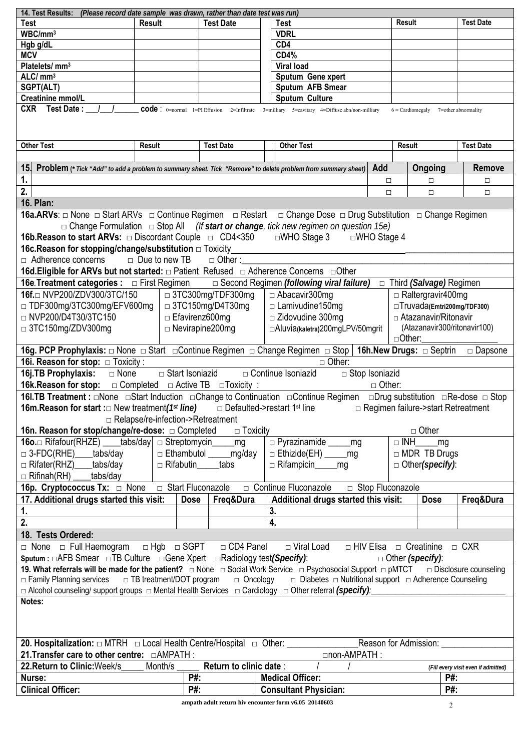**14. Test Results:** *(Please record date sample was drawn, rather than date test was run)*

| Test | Result | Test Date | Test | Result | Test Date |
|---|---|---|---|---|---|
| WBC/mm³ | | | VDRL | | |
| Hgb g/dL | | | CD4 | | |
| MCV | | | CD4% | | |
| Platelets/ mm³ | | | Viral load | | |
| ALC/ mm³ | | | Sputum Gene xpert | | |
| SGPT(ALT) | | | Sputum AFB Smear | | |
| Creatinine mmol/L | | | Sputum Culture | | |

**CXR Test Date : \_\_\_/\_\_\_/\_\_\_\_\_\_ code** : 0=normal 1=Pl Effusion 2=Infiltrate 3=milliary 5=cavitary 4=Diffuse abn/non-milliary 6 = Cardiomegaly 7=other abnormality

| Other Test | Result | Test Date | Other Test | Result | Test Date |
|---|---|---|---|---|---|
| | | | | | |

| 15. Problem (* Tick "Add" to add a problem to summary sheet. Tick "Remove" to delete problem from summary sheet) | Add | Ongoing | Remove |
|---|---|---|---|
| 1. | □ | □ | □ |
| 2. | □ | □ | □ |

**16. Plan:**

**16a.ARVs**: □ None □ Start ARVs □ Continue Regimen □ Restart □ Change Dose □ Drug Substitution □ Change Regimen □ Change Formulation □ Stop All *(If **start or change**, tick new regimen on question 15e)*

**16b.Reason to start ARVs:** □ Discordant Couple □ CD4<350 □WHO Stage 3 □WHO Stage 4

**16c.Reason for stopping/change/substitution** □ Toxicity\_\_\_\_\_\_\_\_\_\_\_\_\_\_\_\_\_\_\_\_\_\_\_\_\_\_\_\_\_\_\_\_\_\_\_\_\_\_\_\_
□ Adherence concerns □ Due to new TB □ Other :\_\_\_\_\_\_\_\_\_\_\_\_\_\_\_\_\_\_\_\_\_\_\_\_\_\_\_\_\_\_\_\_\_\_\_\_\_\_\_\_

**16d.Eligible for ARVs but not started:** □ Patient Refused □ Adherence Concerns □Other

**16e.Treatment categories :** □ First Regimen □ Second Regimen ***(following viral failure)*** □ Third ***(Salvage)*** Regimen

| | | | |
|---|---|---|---|
| **16f.**□ NVP200/ZDV300/3TC/150 | □ 3TC300mg/TDF300mg | □ Abacavir300mg | □ Raltergravir400mg |
| □ TDF300mg/3TC300mg/EFV600mg | □ 3TC150mg/D4T30mg | □ Lamivudine150mg | □Truvada(Emtri200mg/TDF300) |
| □ NVP200/D4T30/3TC150 | □ Efavirenz600mg | □ Zidovudine 300mg | □ Atazanavir/Ritonavir (Atazanavir300/ritonavir100) |
| □ 3TC150mg/ZDV300mg | □ Nevirapine200mg | □Aluvia(kaletra)200mgLPV/50mgrit | □Other:\_\_\_\_\_\_\_\_\_\_\_\_\_\_ |

**16g. PCP Prophylaxis:** □ None □ Start □Continue Regimen □ Change Regimen □ Stop | **16h.New Drugs:** □ Septrin □ Dapsone

**16i. Reason for stop:** □ Toxicity : □ Other:

**16j.TB Prophylaxis:** □ None □ Start Isoniazid □ Continue Isoniazid □ Stop Isoniazid

**16k.Reason for stop:** □ Completed □ Active TB □Toxicity : □ Other:

**16l.TB Treatment :** □None □Start Induction □Change to Continuation □Continue Regimen □Drug substitution □Re-dose □ Stop

**16m.Reason for start :**□ New treatment***(1st line)*** □ Defaulted->restart 1st line □ Regimen failure->start Retreatment □ Relapse/re-infection->Retreatment

**16n. Reason for stop/change/re-dose:** □ Completed □ Toxicity □ Other

| | | | |
|---|---|---|---|
| **16o.**□ Rifafour(RHZE) \_\_\_\_tabs/day | □ Streptomycin\_\_\_\_\_mg | □ Pyrazinamide \_\_\_\_\_mg | □ INH\_\_\_\_\_mg |
| □ 3-FDC(RHE)\_\_\_\_tabs/day | □ Ethambutol \_\_\_\_\_mg/day | □ Ethizide(EH) \_\_\_\_\_mg | □ MDR TB Drugs |
| □ Rifater(RHZ)\_\_\_\_tabs/day | □ Rifabutin\_\_\_\_\_tabs | □ Rifampicin\_\_\_\_\_mg | □ Other***(specify)***: |
| □ Rifinah(RH) \_\_\_\_tabs/day | | | |

**16p. Cryptococcus Tx:** □ None □ Start Fluconazole □ Continue Fluconazole □ Stop Fluconazole

| 17. Additional drugs started this visit: | Dose | Freq&Dura | Additional drugs started this visit: | Dose | Freq&Dura |
|---|---|---|---|---|---|
| 1. | | | 3. | | |
| 2. | | | 4. | | |

**18. Tests Ordered:**

□ None □ Full Haemogram □ Hgb □ SGPT □ CD4 Panel □ Viral Load □ HIV Elisa □ Creatinine □ CXR

**Sputum :** □AFB Smear □TB Culture □Gene Xpert □Radiology test***(Specify)***: □ Other ***(specify)***:

**19. What referrals will be made for the patient?** □ None □ Social Work Service □ Psychosocial Support □ pMTCT □ Disclosure counseling □ Family Planning services □ TB treatment/DOT program □ Oncology □ Diabetes □ Nutritional support □ Adherence Counseling □ Alcohol counseling/ support groups □ Mental Health Services □ Cardiology □ Other referral ***(specify)***:\_\_\_\_\_\_\_\_\_\_\_\_\_\_\_\_\_\_\_\_\_\_\_\_\_\_\_\_

**Notes:**

**20. Hospitalization:** □ MTRH □ Local Health Centre/Hospital □ Other: \_\_\_\_\_\_\_\_\_\_\_\_\_\_\_\_Reason for Admission: \_\_\_\_\_\_\_\_\_\_\_\_\_\_\_\_

**21.Transfer care to other centre:** □AMPATH : □non-AMPATH :

**22.Return to Clinic:**Week/s\_\_\_\_\_ Month/s \_\_\_\_\_ **Return to clinic date** : / / *(Fill every visit even if admitted)*

| | | | |
|---|---|---|---|
| **Nurse:** | **P#:** | **Medical Officer:** | **P#:** |
| **Clinical Officer:** | **P#:** | **Consultant Physician:** | **P#:** |

**ampath adult return hiv encounter form v6.05 20140603**